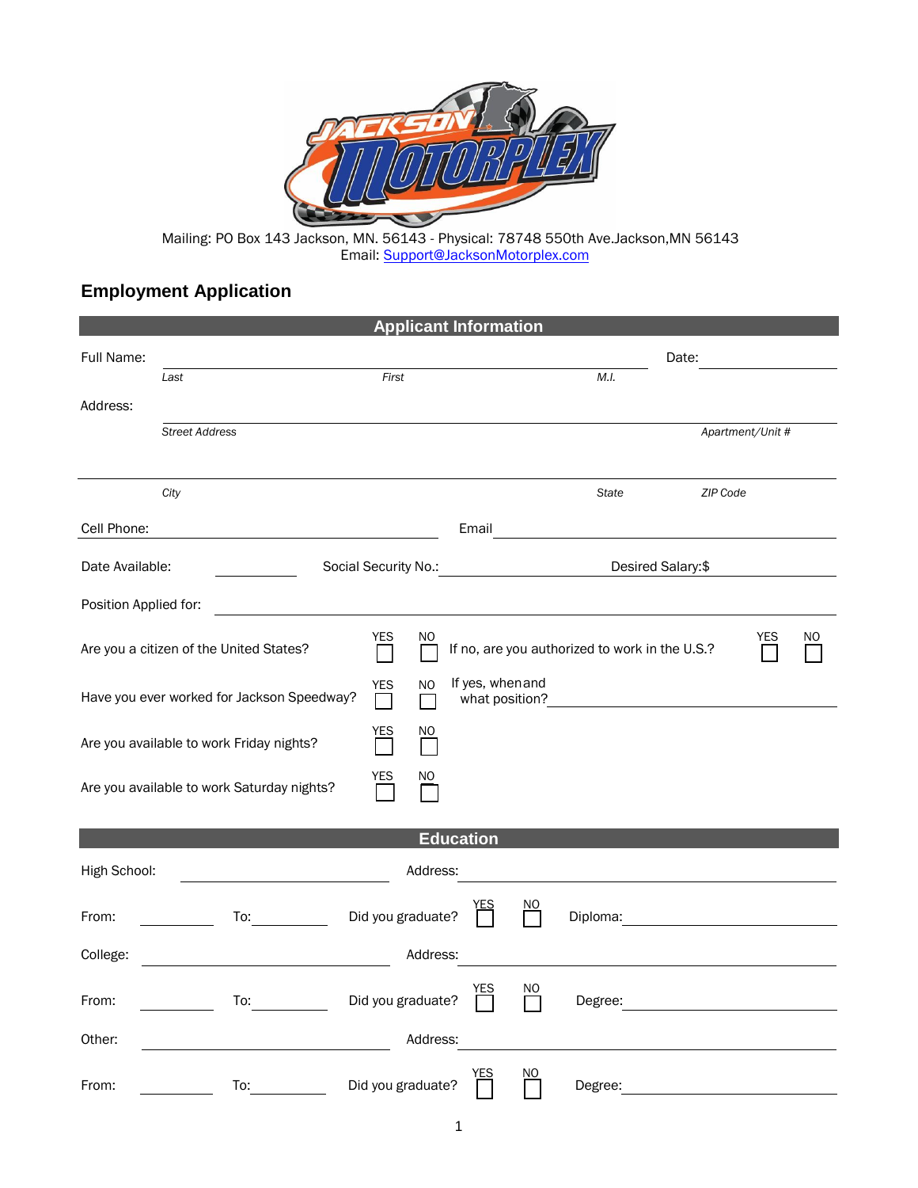Mailing: PO Box 143 Jackson, MN. 56143 - Physical: 78748 550th Ave.Jackson,MN 56143
Email: Support@JacksonMotorplex.com

## Employment Application

### Applicant Information

Full Name: ______________________________________________ Date: ____________

*Last* *First* *M.I.*

Address: ______________________________________________

*Street Address* *Apartment/Unit #*

______________________________________________

*City* *State* *ZIP Code*

Cell Phone: ____________________ Email ____________________

Date Available: __________ Social Security No.: __________ Desired Salary:$ __________

Position Applied for: ______________________________________________

Are you a citizen of the United States? YES ☐ NO ☐ If no, are you authorized to work in the U.S.? YES ☐ NO ☐

Have you ever worked for Jackson Speedway? YES ☐ NO ☐ If yes, when and what position? ____________________

Are you available to work Friday nights? YES ☐ NO ☐

Are you available to work Saturday nights? YES ☐ NO ☐

### Education

High School: ____________________ Address: ____________________

From: __________ To: __________ Did you graduate? YES ☐ NO ☐ Diploma: ____________________

College: ____________________ Address: ____________________

From: __________ To: __________ Did you graduate? YES ☐ NO ☐ Degree: ____________________

Other: ____________________ Address: ____________________

From: __________ To: __________ Did you graduate? YES ☐ NO ☐ Degree: ____________________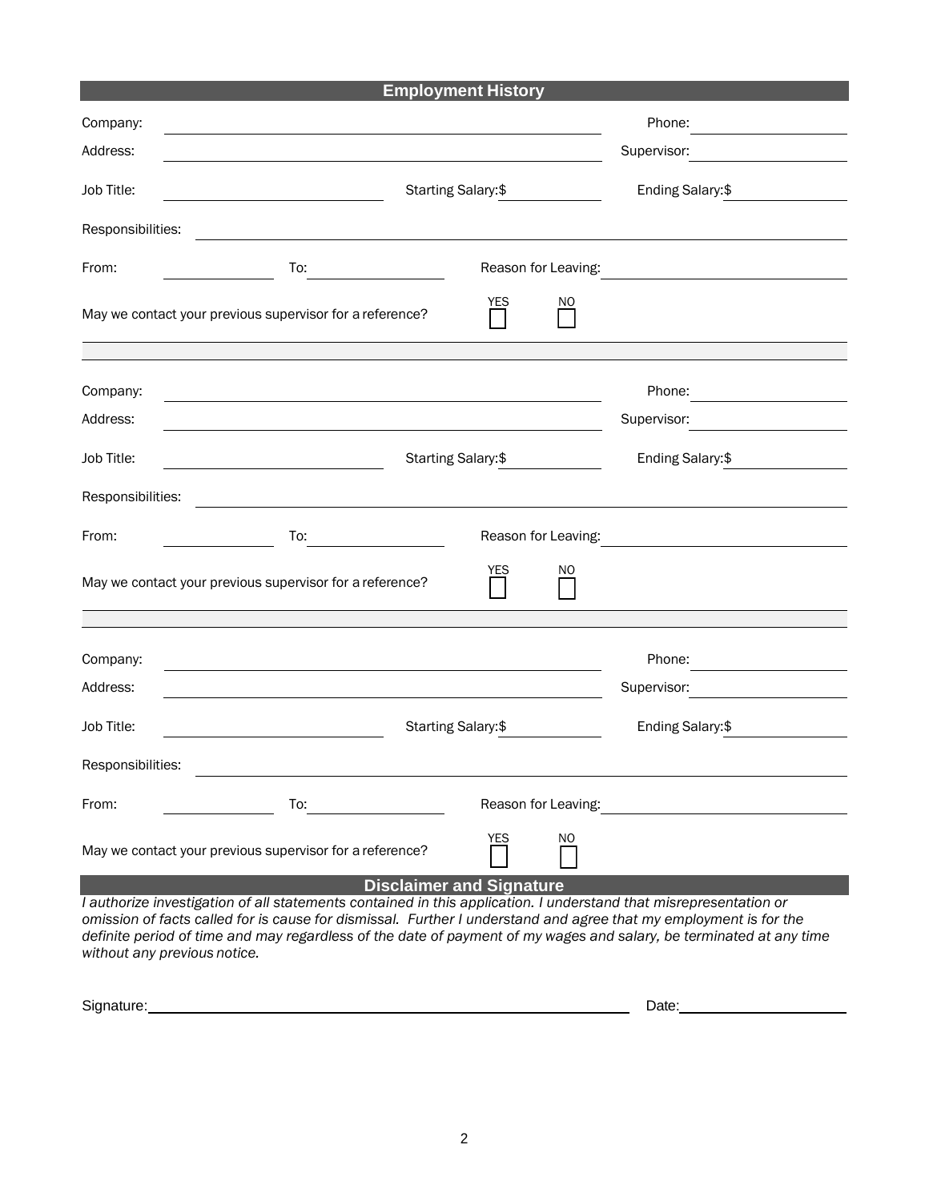## Employment History

Company: ______________________________ Phone: ______________

Address: ______________________________ Supervisor: ______________

Job Title: ______________ Starting Salary:$ __________ Ending Salary:$ __________

Responsibilities: ______________________________________________

From: __________ To: __________ Reason for Leaving: ______________________

May we contact your previous supervisor for a reference? YES ☐ NO ☐

---

Company: ______________________________ Phone: ______________

Address: ______________________________ Supervisor: ______________

Job Title: ______________ Starting Salary:$ __________ Ending Salary:$ __________

Responsibilities: ______________________________________________

From: __________ To: __________ Reason for Leaving: ______________________

May we contact your previous supervisor for a reference? YES ☐ NO ☐

---

Company: ______________________________ Phone: ______________

Address: ______________________________ Supervisor: ______________

Job Title: ______________ Starting Salary:$ __________ Ending Salary:$ __________

Responsibilities: ______________________________________________

From: __________ To: __________ Reason for Leaving: ______________________

May we contact your previous supervisor for a reference? YES ☐ NO ☐

## Disclaimer and Signature

*I authorize investigation of all statements contained in this application. I understand that misrepresentation or omission of facts called for is cause for dismissal. Further I understand and agree that my employment is for the definite period of time and may regardless of the date of payment of my wages and salary, be terminated at any time without any previous notice.*

Signature: ______________________________________ Date: ______________